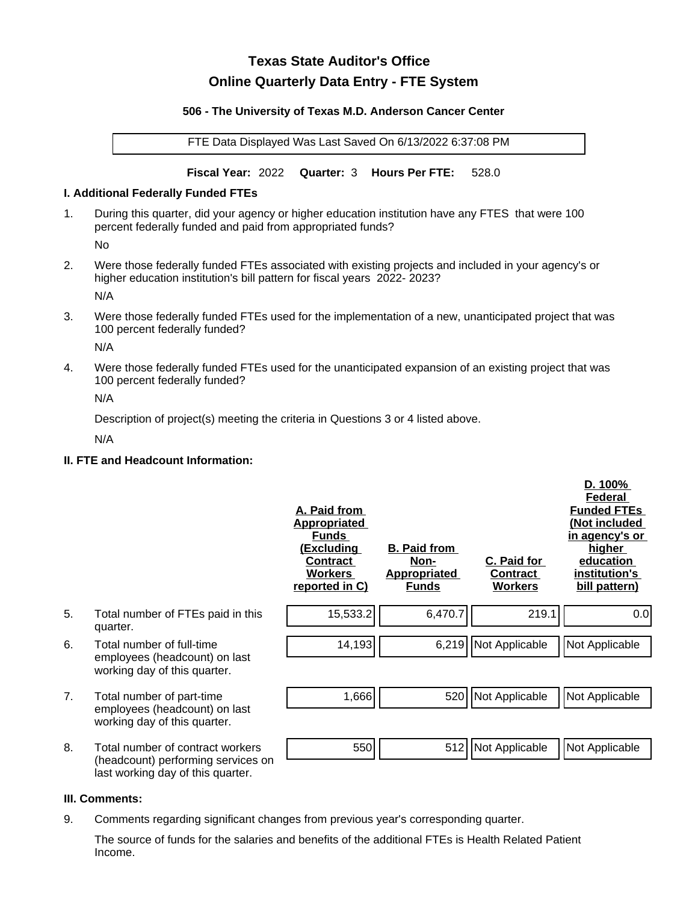# Texas State Auditor's Office

## Online Quarterly Data Entry - FTE System

### 506 - The University of Texas M.D. Anderson Cancer Center

FTE Data Displayed Was Last Saved On 6/13/2022 6:37:08 PM

**Fiscal Year:** 2022 **Quarter:** 3 **Hours Per FTE:** 528.0

### I. Additional Federally Funded FTEs

1. During this quarter, did your agency or higher education institution have any FTES that were 100 percent federally funded and paid from appropriated funds?

   No

2. Were those federally funded FTEs associated with existing projects and included in your agency's or higher education institution's bill pattern for fiscal years 2022- 2023?

   N/A

3. Were those federally funded FTEs used for the implementation of a new, unanticipated project that was 100 percent federally funded?

   N/A

4. Were those federally funded FTEs used for the unanticipated expansion of an existing project that was 100 percent federally funded?

   N/A

   Description of project(s) meeting the criteria in Questions 3 or 4 listed above.

   N/A

### II. FTE and Headcount Information:

| | | A. Paid from Appropriated Funds (Excluding Contract Workers reported in C) | B. Paid from Non-Appropriated Funds | C. Paid for Contract Workers | D. 100% Federal Funded FTEs (Not included in agency's or higher education institution's bill pattern) |
|---|---|---|---|---|---|
| 5. | Total number of FTEs paid in this quarter. | 15,533.2 | 6,470.7 | 219.1 | 0.0 |
| 6. | Total number of full-time employees (headcount) on last working day of this quarter. | 14,193 | 6,219 | Not Applicable | Not Applicable |
| 7. | Total number of part-time employees (headcount) on last working day of this quarter. | 1,666 | 520 | Not Applicable | Not Applicable |
| 8. | Total number of contract workers (headcount) performing services on last working day of this quarter. | 550 | 512 | Not Applicable | Not Applicable |

### III. Comments:

9. Comments regarding significant changes from previous year's corresponding quarter.

   The source of funds for the salaries and benefits of the additional FTEs is Health Related Patient Income.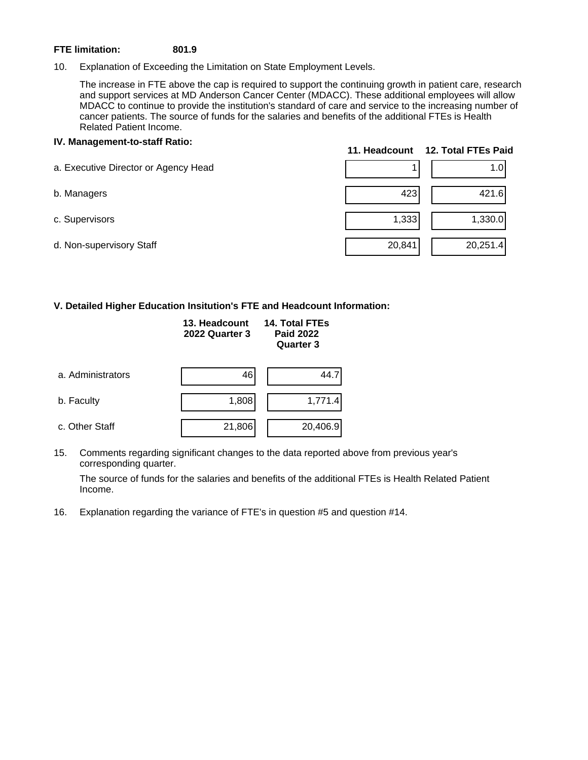**FTE limitation: 801.9**

10. Explanation of Exceeding the Limitation on State Employment Levels.

    The increase in FTE above the cap is required to support the continuing growth in patient care, research and support services at MD Anderson Cancer Center (MDACC). These additional employees will allow MDACC to continue to provide the institution's standard of care and service to the increasing number of cancer patients. The source of funds for the salaries and benefits of the additional FTEs is Health Related Patient Income.

**IV. Management-to-staff Ratio:**

| | 11. Headcount | 12. Total FTEs Paid |
|---|---|---|
| a. Executive Director or Agency Head | 1 | 1.0 |
| b. Managers | 423 | 421.6 |
| c. Supervisors | 1,333 | 1,330.0 |
| d. Non-supervisory Staff | 20,841 | 20,251.4 |

**V. Detailed Higher Education Insitution's FTE and Headcount Information:**

| | 13. Headcount 2022 Quarter 3 | 14. Total FTEs Paid 2022 Quarter 3 |
|---|---|---|
| a. Administrators | 46 | 44.7 |
| b. Faculty | 1,808 | 1,771.4 |
| c. Other Staff | 21,806 | 20,406.9 |

15. Comments regarding significant changes to the data reported above from previous year's corresponding quarter.

    The source of funds for the salaries and benefits of the additional FTEs is Health Related Patient Income.

16. Explanation regarding the variance of FTE's in question #5 and question #14.